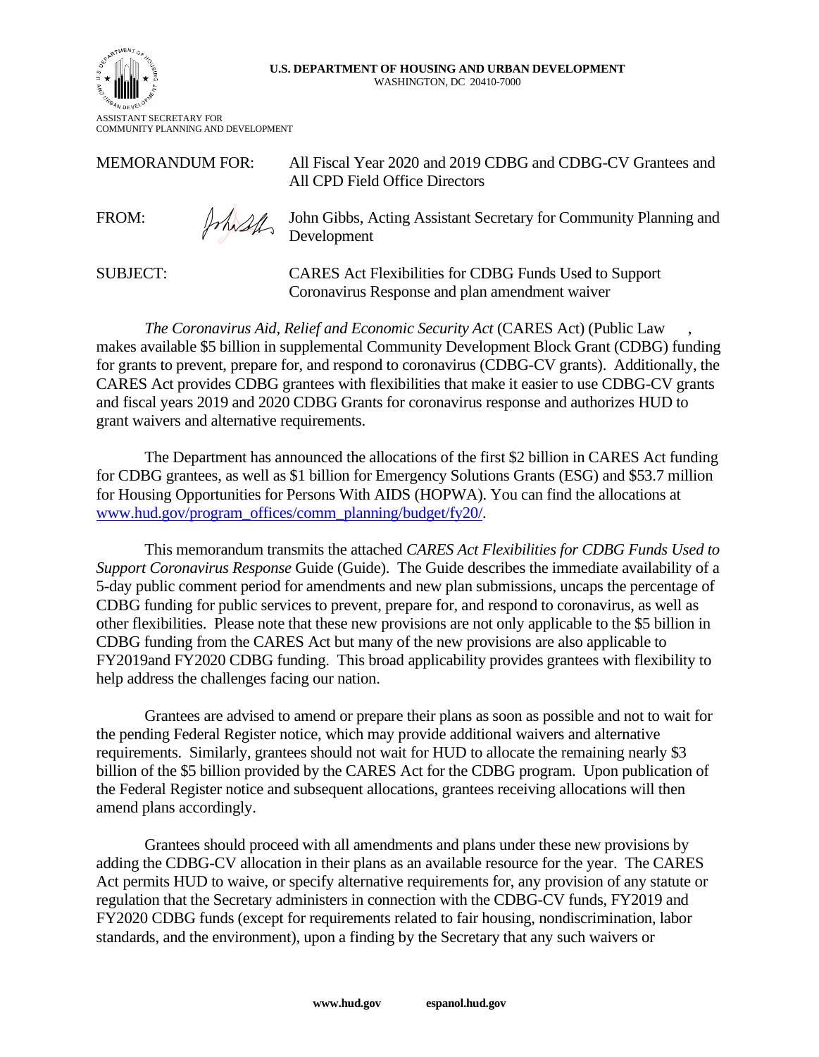**U.S. DEPARTMENT OF HOUSING AND URBAN DEVELOPMENT**
WASHINGTON, DC 20410-7000

ASSISTANT SECRETARY FOR
COMMUNITY PLANNING AND DEVELOPMENT

MEMORANDUM FOR: All Fiscal Year 2020 and 2019 CDBG and CDBG-CV Grantees and All CPD Field Office Directors

FROM: John Gibbs, Acting Assistant Secretary for Community Planning and Development

SUBJECT: CARES Act Flexibilities for CDBG Funds Used to Support Coronavirus Response and plan amendment waiver

*The Coronavirus Aid, Relief and Economic Security Act* (CARES Act) (Public Law , makes available $5 billion in supplemental Community Development Block Grant (CDBG) funding for grants to prevent, prepare for, and respond to coronavirus (CDBG-CV grants). Additionally, the CARES Act provides CDBG grantees with flexibilities that make it easier to use CDBG-CV grants and fiscal years 2019 and 2020 CDBG Grants for coronavirus response and authorizes HUD to grant waivers and alternative requirements.

The Department has announced the allocations of the first $2 billion in CARES Act funding for CDBG grantees, as well as $1 billion for Emergency Solutions Grants (ESG) and $53.7 million for Housing Opportunities for Persons With AIDS (HOPWA). You can find the allocations at [www.hud.gov/program_offices/comm_planning/budget/fy20/](www.hud.gov/program_offices/comm_planning/budget/fy20/).

This memorandum transmits the attached *CARES Act Flexibilities for CDBG Funds Used to Support Coronavirus Response* Guide (Guide). The Guide describes the immediate availability of a 5-day public comment period for amendments and new plan submissions, uncaps the percentage of CDBG funding for public services to prevent, prepare for, and respond to coronavirus, as well as other flexibilities. Please note that these new provisions are not only applicable to the $5 billion in CDBG funding from the CARES Act but many of the new provisions are also applicable to FY2019and FY2020 CDBG funding. This broad applicability provides grantees with flexibility to help address the challenges facing our nation.

Grantees are advised to amend or prepare their plans as soon as possible and not to wait for the pending Federal Register notice, which may provide additional waivers and alternative requirements. Similarly, grantees should not wait for HUD to allocate the remaining nearly $3 billion of the $5 billion provided by the CARES Act for the CDBG program. Upon publication of the Federal Register notice and subsequent allocations, grantees receiving allocations will then amend plans accordingly.

Grantees should proceed with all amendments and plans under these new provisions by adding the CDBG-CV allocation in their plans as an available resource for the year. The CARES Act permits HUD to waive, or specify alternative requirements for, any provision of any statute or regulation that the Secretary administers in connection with the CDBG-CV funds, FY2019 and FY2020 CDBG funds (except for requirements related to fair housing, nondiscrimination, labor standards, and the environment), upon a finding by the Secretary that any such waivers or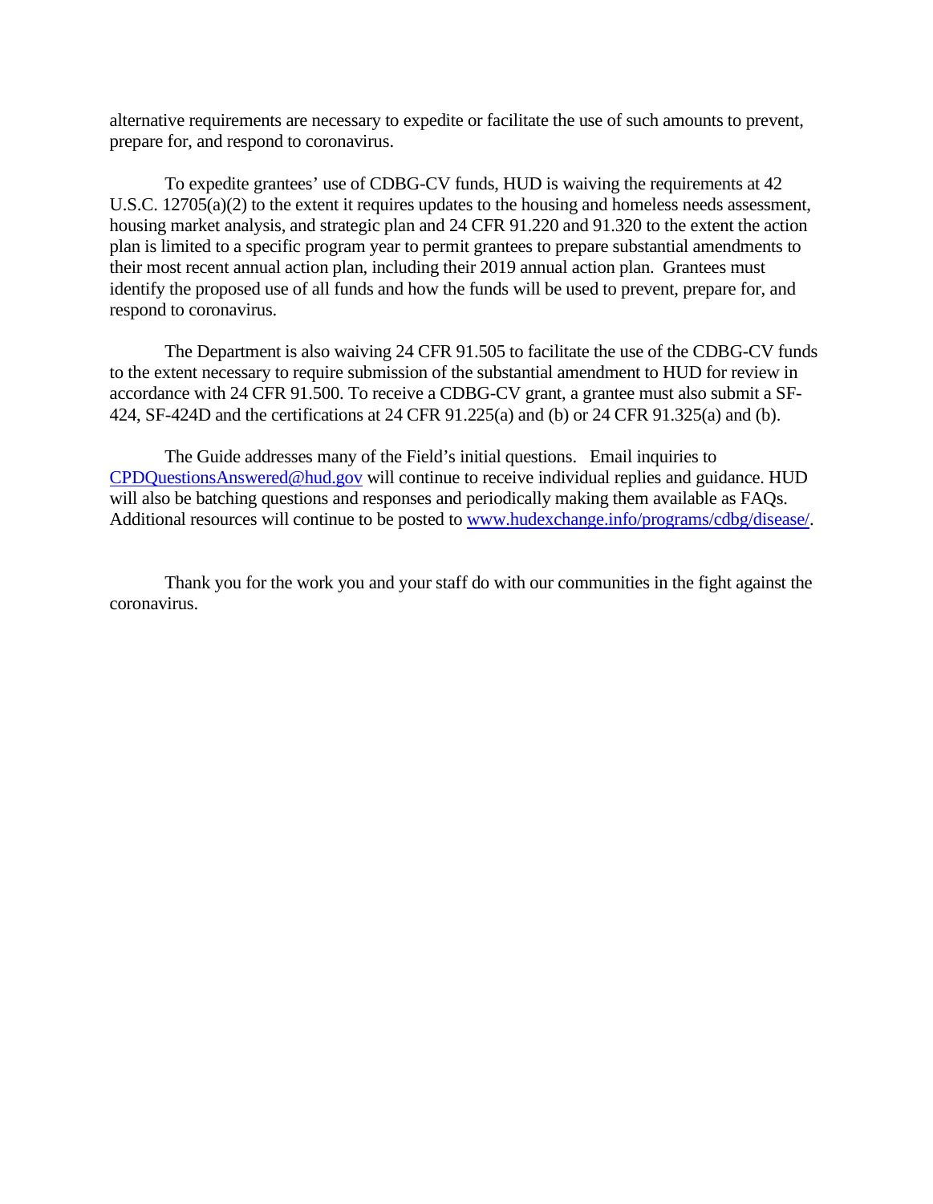alternative requirements are necessary to expedite or facilitate the use of such amounts to prevent, prepare for, and respond to coronavirus.

To expedite grantees' use of CDBG-CV funds, HUD is waiving the requirements at 42 U.S.C. 12705(a)(2) to the extent it requires updates to the housing and homeless needs assessment, housing market analysis, and strategic plan and 24 CFR 91.220 and 91.320 to the extent the action plan is limited to a specific program year to permit grantees to prepare substantial amendments to their most recent annual action plan, including their 2019 annual action plan. Grantees must identify the proposed use of all funds and how the funds will be used to prevent, prepare for, and respond to coronavirus.

The Department is also waiving 24 CFR 91.505 to facilitate the use of the CDBG-CV funds to the extent necessary to require submission of the substantial amendment to HUD for review in accordance with 24 CFR 91.500. To receive a CDBG-CV grant, a grantee must also submit a SF-424, SF-424D and the certifications at 24 CFR 91.225(a) and (b) or 24 CFR 91.325(a) and (b).

The Guide addresses many of the Field's initial questions. Email inquiries to [CPDQuestionsAnswered@hud.gov](mailto:CPDQuestionsAnswered@hud.gov) will continue to receive individual replies and guidance. HUD will also be batching questions and responses and periodically making them available as FAQs. Additional resources will continue to be posted to [www.hudexchange.info/programs/cdbg/disease/](http://www.hudexchange.info/programs/cdbg/disease/).

Thank you for the work you and your staff do with our communities in the fight against the coronavirus.